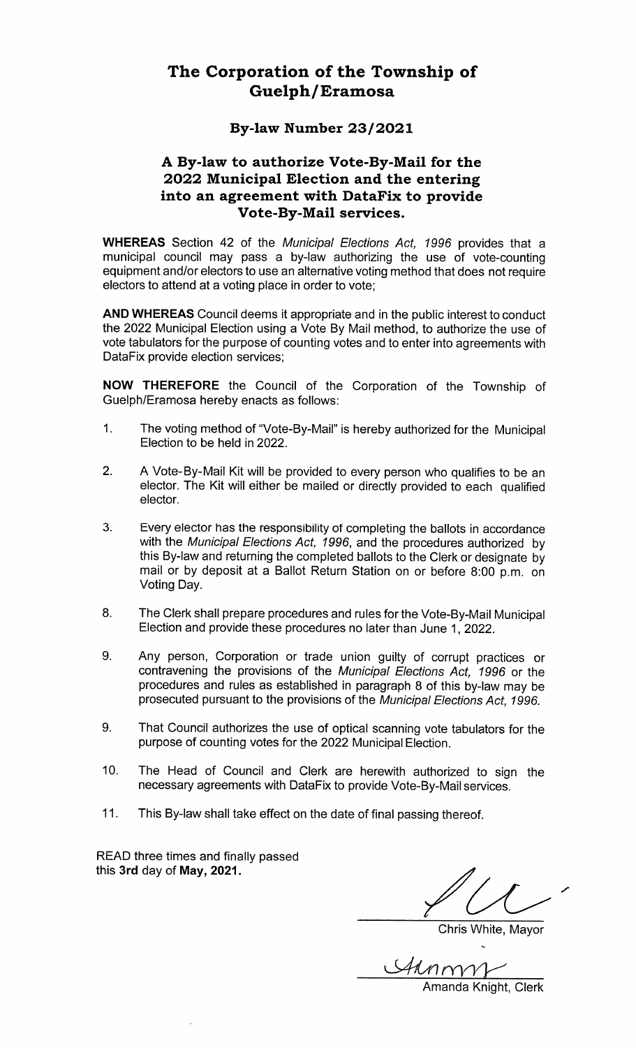# The Corporation of the Township of Guelph/Eramosa

## By-law Number 23/2021

### A By-law to authorize Vote-By-Mail for the 2022 Municipal Election and the entering into an agreement with DataFix to provide Vote-By-Mail services.

**WHEREAS** Section 42 of the *Municipal Elections Act, 1996* provides that a municipal council may pass a by-law authorizing the use of vote-counting equipment and/or electors to use an alternative voting method that does not require electors to attend at a voting place in order to vote;

**AND WHEREAS** Council deems it appropriate and in the public interest to conduct the 2022 Municipal Election using a Vote By Mail method, to authorize the use of vote tabulators for the purpose of counting votes and to enter into agreements with DataFix provide election services;

**NOW THEREFORE** the Council of the Corporation of the Township of Guelph/Eramosa hereby enacts as follows:

1. The voting method of "Vote-By-Mail" is hereby authorized for the Municipal Election to be held in 2022.

2. A Vote-By-Mail Kit will be provided to every person who qualifies to be an elector. The Kit will either be mailed or directly provided to each qualified elector.

3. Every elector has the responsibility of completing the ballots in accordance with the *Municipal Elections Act, 1996*, and the procedures authorized by this By-law and returning the completed ballots to the Clerk or designate by mail or by deposit at a Ballot Return Station on or before 8:00 p.m. on Voting Day.

8. The Clerk shall prepare procedures and rules for the Vote-By-Mail Municipal Election and provide these procedures no later than June 1, 2022.

9. Any person, Corporation or trade union guilty of corrupt practices or contravening the provisions of the *Municipal Elections Act, 1996* or the procedures and rules as established in paragraph 8 of this by-law may be prosecuted pursuant to the provisions of the *Municipal Elections Act, 1996.*

9. That Council authorizes the use of optical scanning vote tabulators for the purpose of counting votes for the 2022 Municipal Election.

10. The Head of Council and Clerk are herewith authorized to sign the necessary agreements with DataFix to provide Vote-By-Mail services.

11. This By-law shall take effect on the date of final passing thereof.

READ three times and finally passed this **3rd** day of **May, 2021.**

Chris White, Mayor

Amanda Knight, Clerk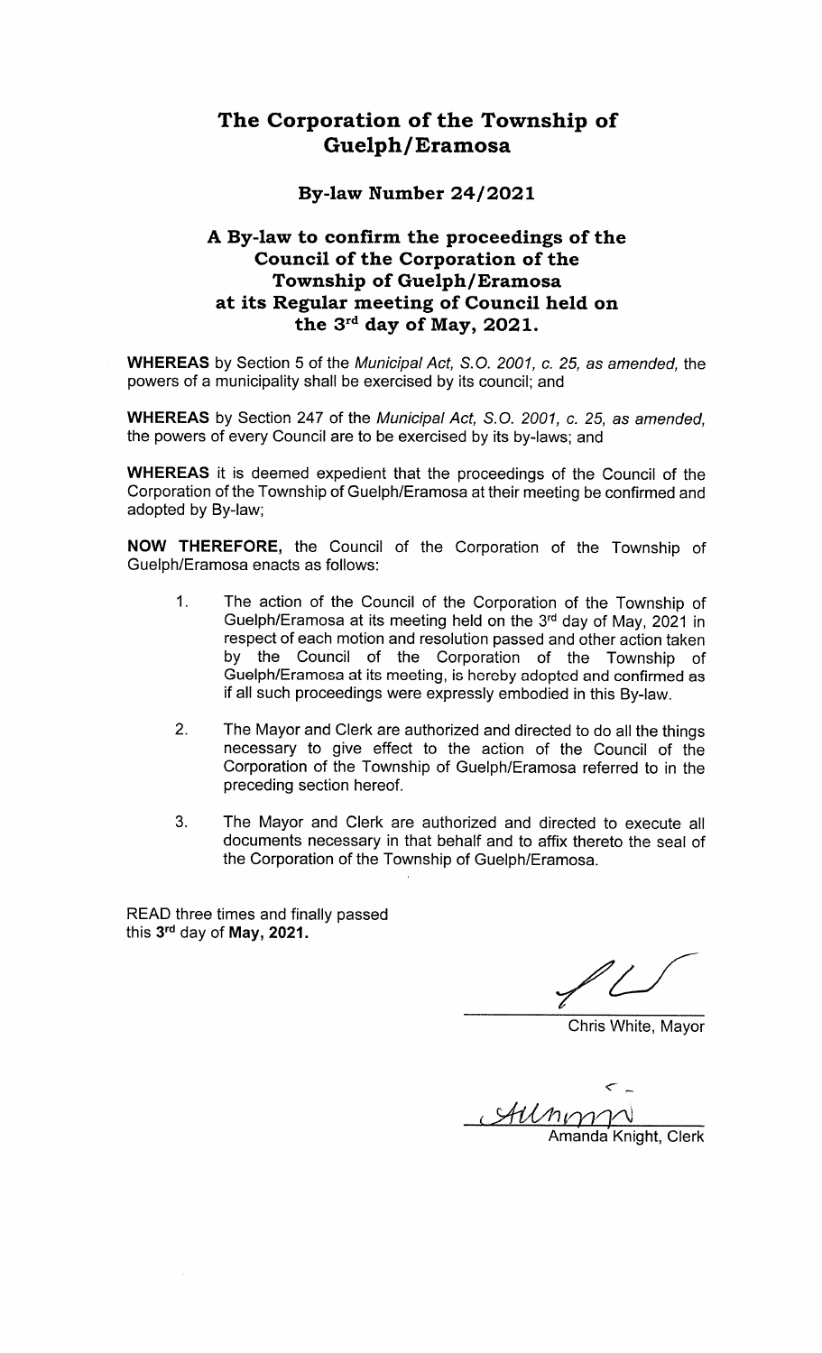# The Corporation of the Township of Guelph/Eramosa

## By-law Number 24/2021

## A By-law to confirm the proceedings of the Council of the Corporation of the Township of Guelph/Eramosa at its Regular meeting of Council held on the 3rd day of May, 2021.

**WHEREAS** by Section 5 of the *Municipal Act, S.O. 2001, c. 25, as amended,* the powers of a municipality shall be exercised by its council; and

**WHEREAS** by Section 247 of the *Municipal Act, S.O. 2001, c. 25, as amended,* the powers of every Council are to be exercised by its by-laws; and

**WHEREAS** it is deemed expedient that the proceedings of the Council of the Corporation of the Township of Guelph/Eramosa at their meeting be confirmed and adopted by By-law;

**NOW THEREFORE,** the Council of the Corporation of the Township of Guelph/Eramosa enacts as follows:

1. The action of the Council of the Corporation of the Township of Guelph/Eramosa at its meeting held on the 3rd day of May, 2021 in respect of each motion and resolution passed and other action taken by the Council of the Corporation of the Township of Guelph/Eramosa at its meeting, is hereby adopted and confirmed as if all such proceedings were expressly embodied in this By-law.

2. The Mayor and Clerk are authorized and directed to do all the things necessary to give effect to the action of the Council of the Corporation of the Township of Guelph/Eramosa referred to in the preceding section hereof.

3. The Mayor and Clerk are authorized and directed to execute all documents necessary in that behalf and to affix thereto the seal of the Corporation of the Township of Guelph/Eramosa.

READ three times and finally passed this **3rd** day of **May, 2021.**

Chris White, Mayor

Amanda Knight, Clerk